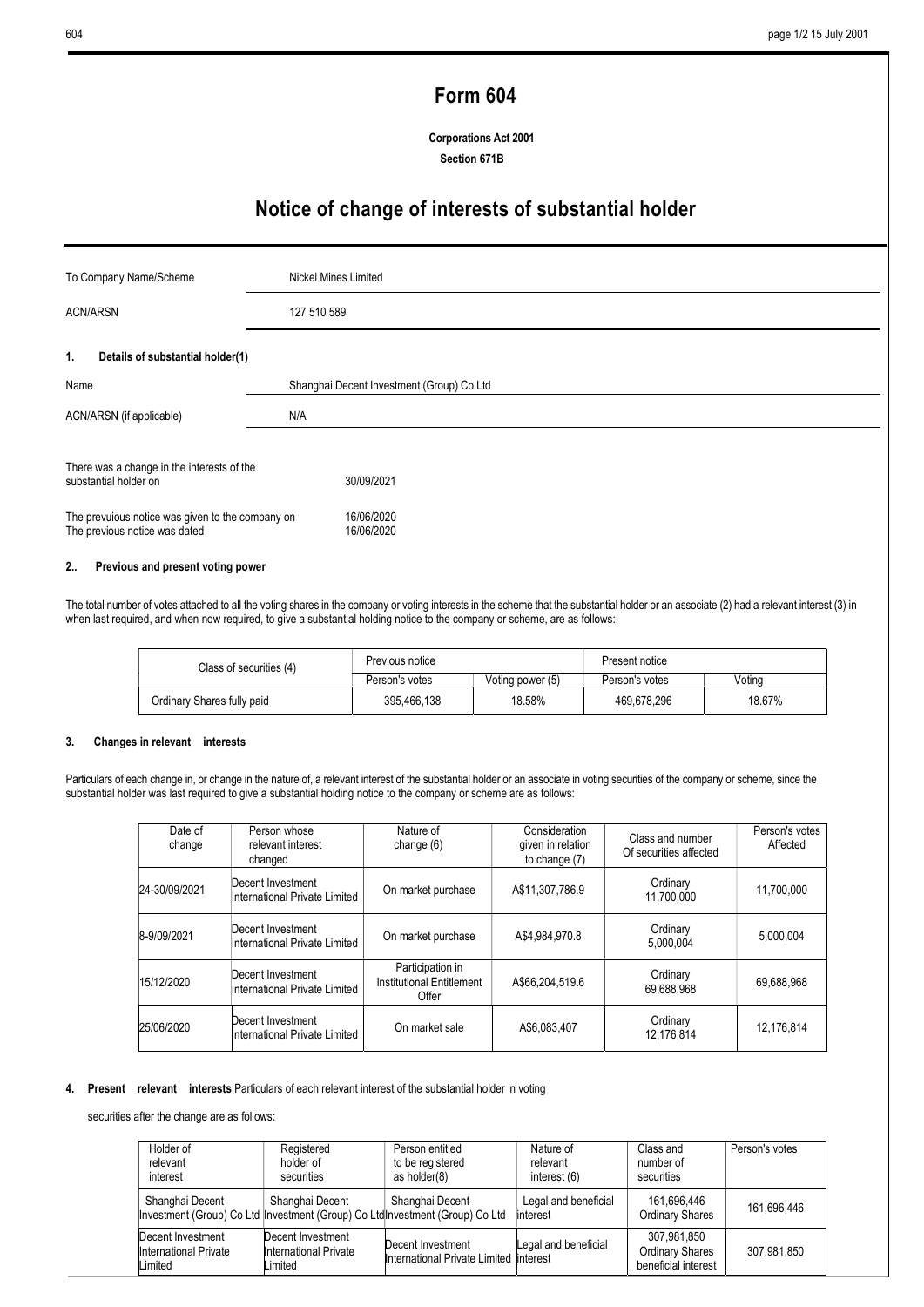# Form 604

**Corporations Act 2001**

**Section 671B**

# Notice of change of interests of substantial holder

| | |
|---|---|
| To Company Name/Scheme | Nickel Mines Limited |
| ACN/ARSN | 127 510 589 |

**1. Details of substantial holder(1)**

| | |
|---|---|
| Name | Shanghai Decent Investment (Group) Co Ltd |
| ACN/ARSN (if applicable) | N/A |

There was a change in the interests of the substantial holder on 30/09/2021

The prevuious notice was given to the company on 16/06/2020

The previous notice was dated 16/06/2020

**2.. Previous and present voting power**

The total number of votes attached to all the voting shares in the company or voting interests in the scheme that the substantial holder or an associate (2) had a relevant interest (3) in when last required, and when now required, to give a substantial holding notice to the company or scheme, are as follows:

| Class of securities (4) | Previous notice | | Present notice | |
|---|---|---|---|---|
| | Person's votes | Voting power (5) | Person's votes | Voting |
| Ordinary Shares fully paid | 395,466,138 | 18.58% | 469,678,296 | 18.67% |

**3. Changes in relevant interests**

Particulars of each change in, or change in the nature of, a relevant interest of the substantial holder or an associate in voting securities of the company or scheme, since the substantial holder was last required to give a substantial holding notice to the company or scheme are as follows:

| Date of change | Person whose relevant interest changed | Nature of change (6) | Consideration given in relation to change (7) | Class and number Of securities affected | Person's votes Affected |
|---|---|---|---|---|---|
| 24-30/09/2021 | Decent Investment International Private Limited | On market purchase | A$11,307,786.9 | Ordinary 11,700,000 | 11,700,000 |
| 8-9/09/2021 | Decent Investment International Private Limited | On market purchase | A$4,984,970.8 | Ordinary 5,000,004 | 5,000,004 |
| 15/12/2020 | Decent Investment International Private Limited | Participation in Institutional Entitlement Offer | A$66,204,519.6 | Ordinary 69,688,968 | 69,688,968 |
| 25/06/2020 | Decent Investment International Private Limited | On market sale | A$6,083,407 | Ordinary 12,176,814 | 12,176,814 |

**4. Present relevant interests** Particulars of each relevant interest of the substantial holder in voting securities after the change are as follows:

| Holder of relevant interest | Registered holder of securities | Person entitled to be registered as holder(8) | Nature of relevant interest (6) | Class and number of securities | Person's votes |
|---|---|---|---|---|---|
| Shanghai Decent Investment (Group) Co Ltd | Shanghai Decent Investment (Group) Co Ltd | Shanghai Decent Investment (Group) Co Ltd | Legal and beneficial interest | 161,696,446 Ordinary Shares | 161,696,446 |
| Decent Investment International Private Limited | Decent Investment International Private Limited | Decent Investment International Private Limited | Legal and beneficial interest | 307,981,850 Ordinary Shares beneficial interest | 307,981,850 |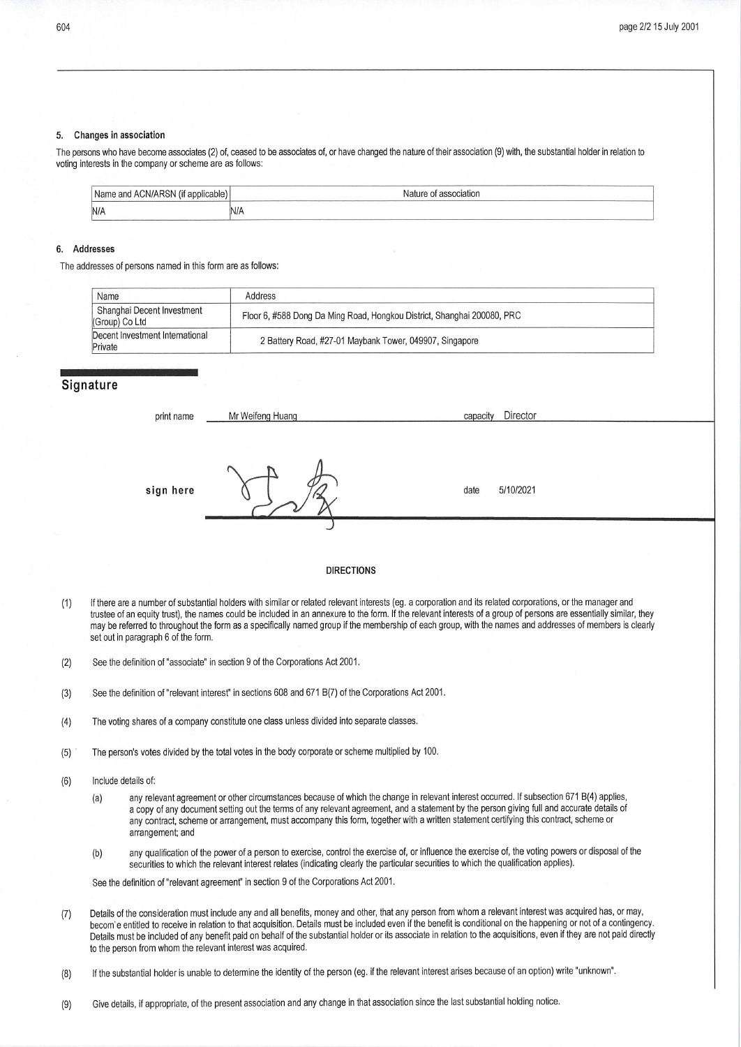### 5. Changes in association

The persons who have become associates (2) of, ceased to be associates of, or have changed the nature of their association (9) with, the substantial holder in relation to voting interests in the company or scheme are as follows:

| Name and ACN/ARSN (if applicable) | Nature of association |
|---|---|
| N/A | N/A |

### 6. Addresses

The addresses of persons named in this form are as follows:

| Name | Address |
|---|---|
| Shanghai Decent Investment (Group) Co Ltd | Floor 6, #588 Dong Da Ming Road, Hongkou District, Shanghai 200080, PRC |
| Decent Investment International Private | 2 Battery Road, #27-01 Maybank Tower, 049907, Singapore |

## Signature

print name Mr Weifeng Huang capacity Director

sign here date 5/10/2021

#### DIRECTIONS

(1) If there are a number of substantial holders with similar or related relevant interests (eg. a corporation and its related corporations, or the manager and trustee of an equity trust), the names could be included in an annexure to the form. If the relevant interests of a group of persons are essentially similar, they may be referred to throughout the form as a specifically named group if the membership of each group, with the names and addresses of members is clearly set out in paragraph 6 of the form.

(2) See the definition of "associate" in section 9 of the Corporations Act 2001.

(3) See the definition of "relevant interest" in sections 608 and 671 B(7) of the Corporations Act 2001.

(4) The voting shares of a company constitute one class unless divided into separate classes.

(5) The person's votes divided by the total votes in the body corporate or scheme multiplied by 100.

(6) Include details of:

(a) any relevant agreement or other circumstances because of which the change in relevant interest occurred. If subsection 671 B(4) applies, a copy of any document setting out the terms of any relevant agreement, and a statement by the person giving full and accurate details of any contract, scheme or arrangement, must accompany this form, together with a written statement certifying this contract, scheme or arrangement; and

(b) any qualification of the power of a person to exercise, control the exercise of, or influence the exercise of, the voting powers or disposal of the securities to which the relevant interest relates (indicating clearly the particular securities to which the qualification applies).

See the definition of "relevant agreement" in section 9 of the Corporations Act 2001.

(7) Details of the consideration must include any and all benefits, money and other, that any person from whom a relevant interest was acquired has, or may, become entitled to receive in relation to that acquisition. Details must be included even if the benefit is conditional on the happening or not of a contingency. Details must be included of any benefit paid on behalf of the substantial holder or its associate in relation to the acquisitions, even if they are not paid directly to the person from whom the relevant interest was acquired.

(8) If the substantial holder is unable to determine the identity of the person (eg. if the relevant interest arises because of an option) write "unknown".

(9) Give details, if appropriate, of the present association and any change in that association since the last substantial holding notice.